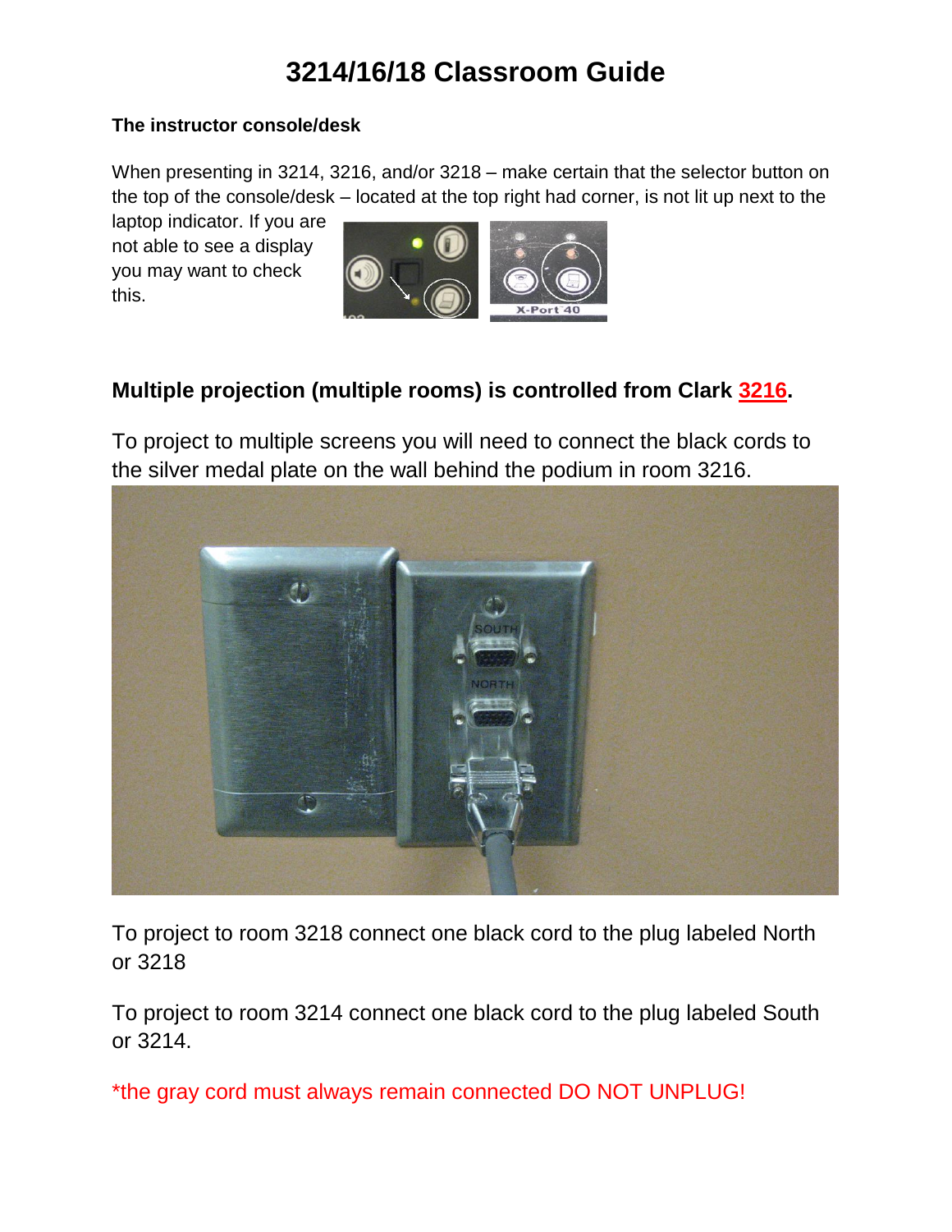# 3214/16/18 Classroom Guide

**The instructor console/desk**

When presenting in 3214, 3216, and/or 3218 – make certain that the selector button on the top of the console/desk – located at the top right had corner, is not lit up next to the laptop indicator. If you are not able to see a display you may want to check this.

## Multiple projection (multiple rooms) is controlled from Clark 3216.

To project to multiple screens you will need to connect the black cords to the silver medal plate on the wall behind the podium in room 3216.

To project to room 3218 connect one black cord to the plug labeled North or 3218

To project to room 3214 connect one black cord to the plug labeled South or 3214.

*the gray cord must always remain connected DO NOT UNPLUG!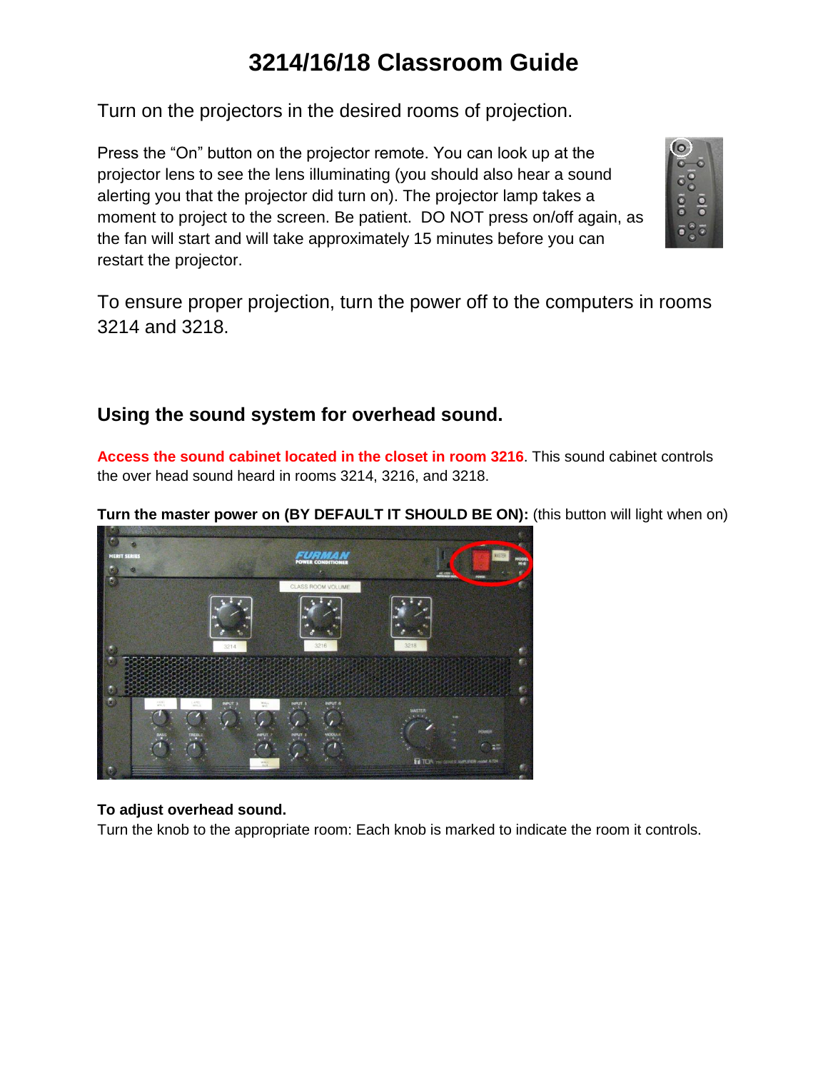# 3214/16/18 Classroom Guide

Turn on the projectors in the desired rooms of projection.

Press the “On” button on the projector remote. You can look up at the projector lens to see the lens illuminating (you should also hear a sound alerting you that the projector did turn on). The projector lamp takes a moment to project to the screen. Be patient. DO NOT press on/off again, as the fan will start and will take approximately 15 minutes before you can restart the projector.

To ensure proper projection, turn the power off to the computers in rooms 3214 and 3218.

### Using the sound system for overhead sound.

**Access the sound cabinet located in the closet in room 3216**. This sound cabinet controls the over head sound heard in rooms 3214, 3216, and 3218.

**Turn the master power on (BY DEFAULT IT SHOULD BE ON):** (this button will light when on)

**To adjust overhead sound.**
Turn the knob to the appropriate room: Each knob is marked to indicate the room it controls.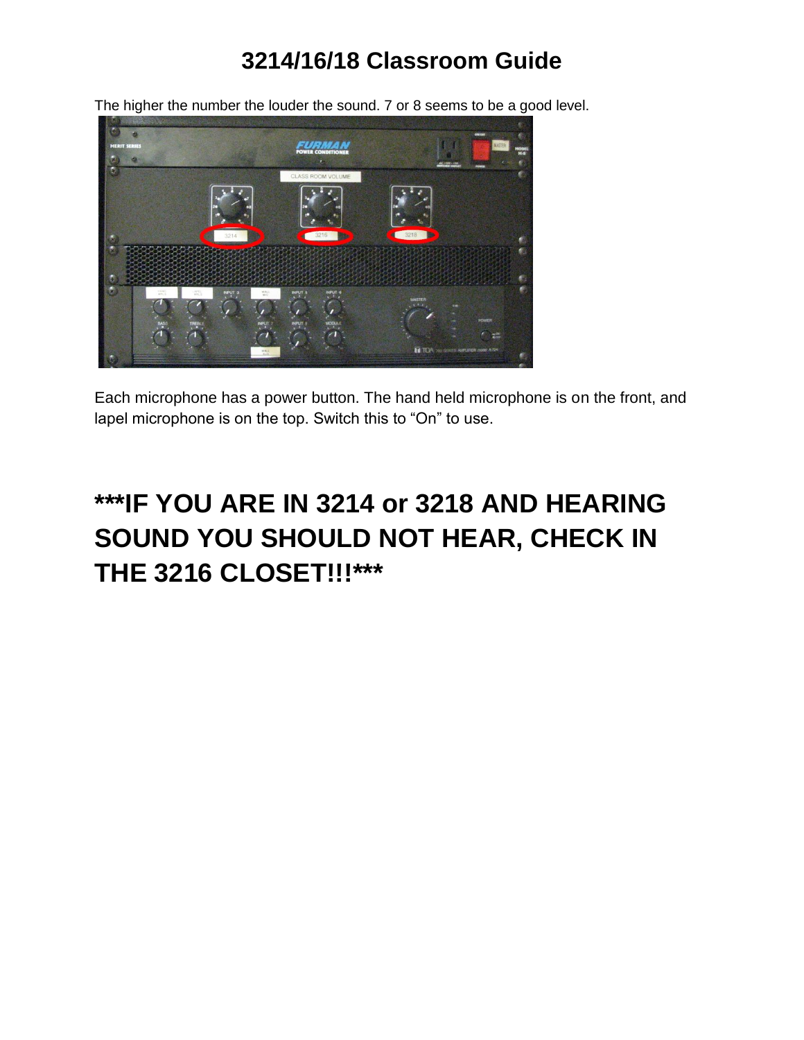# 3214/16/18 Classroom Guide

The higher the number the louder the sound. 7 or 8 seems to be a good level.

Each microphone has a power button. The hand held microphone is on the front, and lapel microphone is on the top. Switch this to "On" to use.

## ***IF YOU ARE IN 3214 or 3218 AND HEARING SOUND YOU SHOULD NOT HEAR, CHECK IN THE 3216 CLOSET!!!***